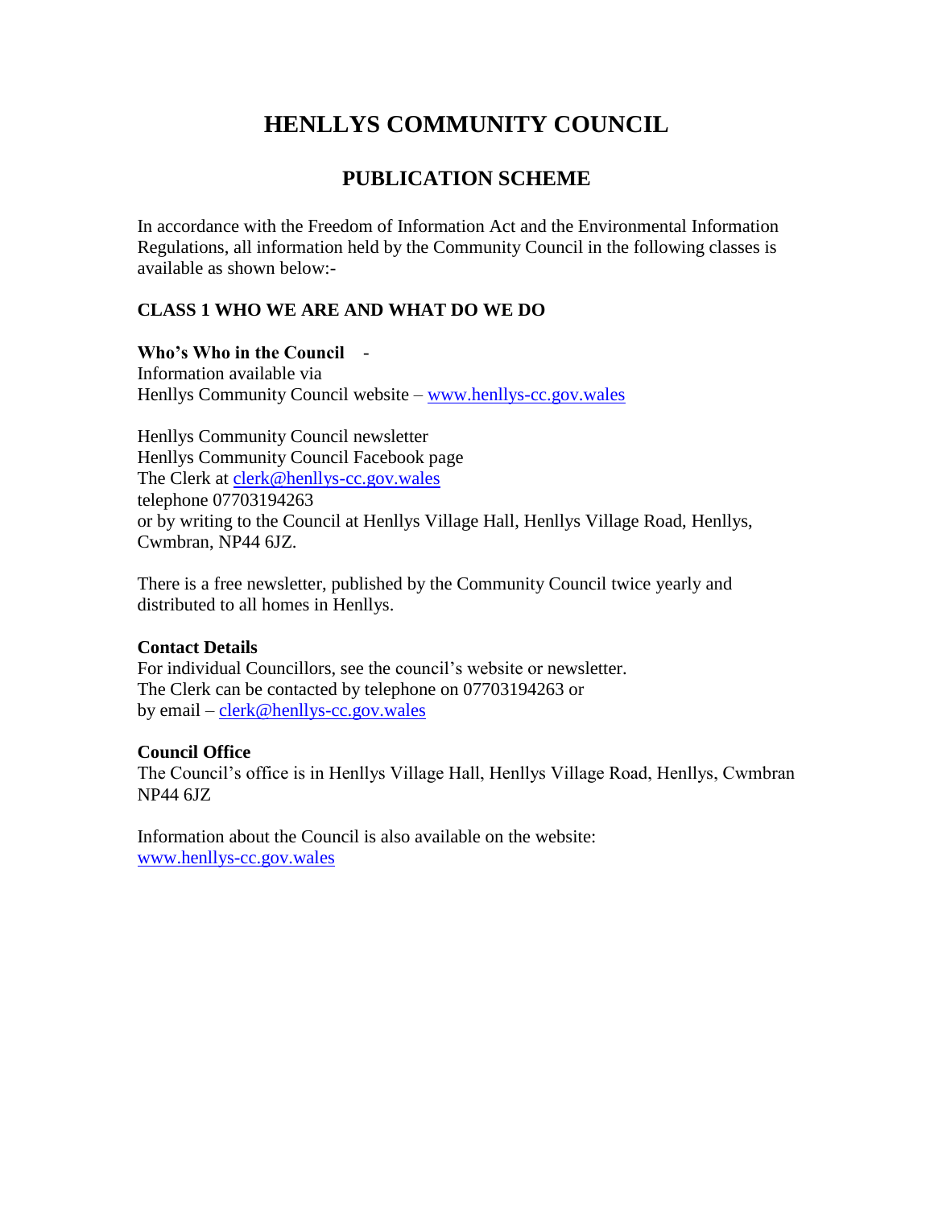# HENLLYS COMMUNITY COUNCIL

## PUBLICATION SCHEME

In accordance with the Freedom of Information Act and the Environmental Information Regulations, all information held by the Community Council in the following classes is available as shown below:-

### CLASS 1 WHO WE ARE AND WHAT DO WE DO

**Who's Who in the Council** -
Information available via
Henllys Community Council website – [www.henllys-cc.gov.wales](http://www.henllys-cc.gov.wales)

Henllys Community Council newsletter
Henllys Community Council Facebook page
The Clerk at [clerk@henllys-cc.gov.wales](mailto:clerk@henllys-cc.gov.wales)
telephone 07703194263
or by writing to the Council at Henllys Village Hall, Henllys Village Road, Henllys, Cwmbran, NP44 6JZ.

There is a free newsletter, published by the Community Council twice yearly and distributed to all homes in Henllys.

**Contact Details**
For individual Councillors, see the council's website or newsletter.
The Clerk can be contacted by telephone on 07703194263 or
by email – [clerk@henllys-cc.gov.wales](mailto:clerk@henllys-cc.gov.wales)

**Council Office**
The Council's office is in Henllys Village Hall, Henllys Village Road, Henllys, Cwmbran NP44 6JZ

Information about the Council is also available on the website:
[www.henllys-cc.gov.wales](http://www.henllys-cc.gov.wales)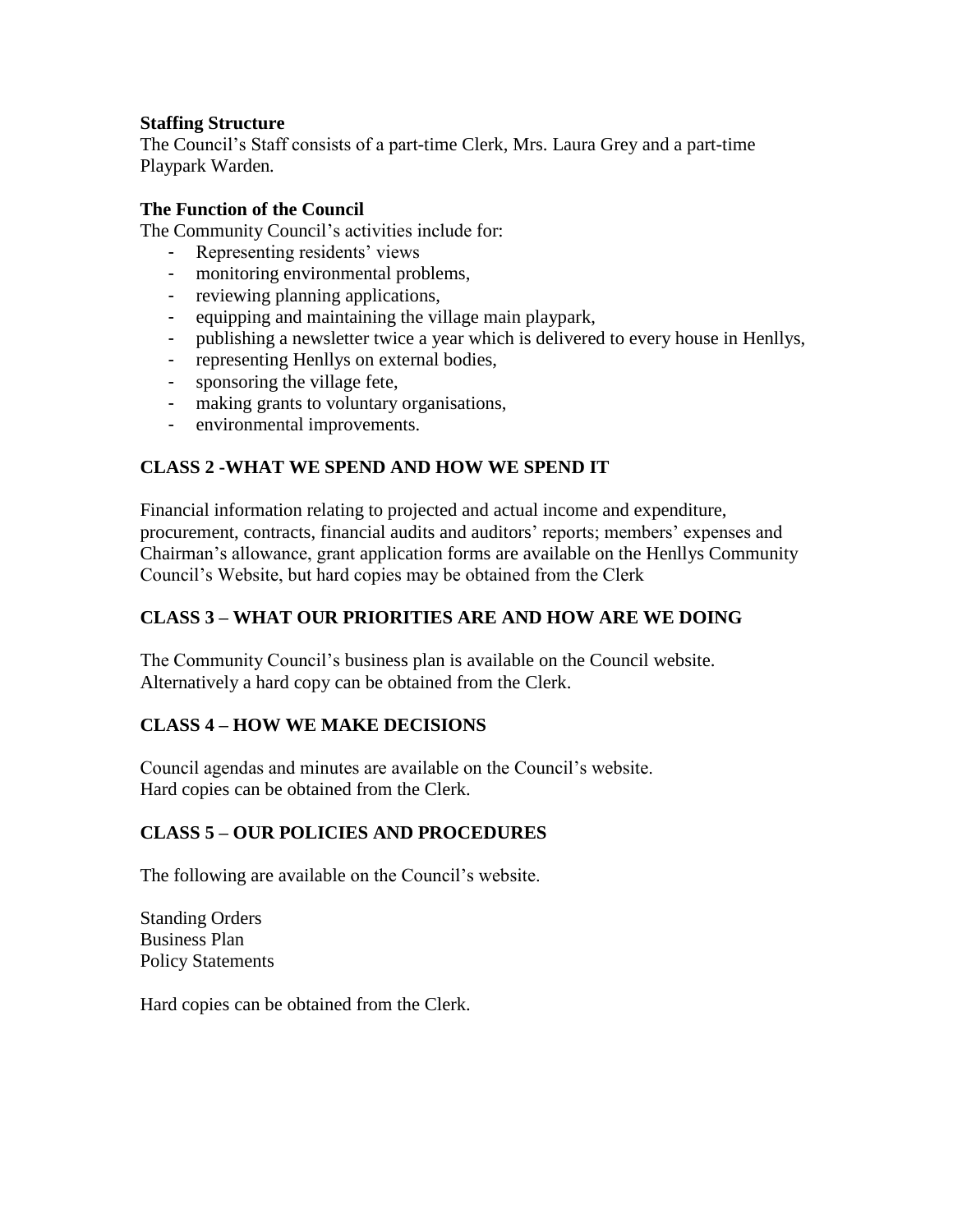**Staffing Structure**

The Council's Staff consists of a part-time Clerk, Mrs. Laura Grey and a part-time Playpark Warden.

**The Function of the Council**

The Community Council's activities include for:

- Representing residents' views
- monitoring environmental problems,
- reviewing planning applications,
- equipping and maintaining the village main playpark,
- publishing a newsletter twice a year which is delivered to every house in Henllys,
- representing Henllys on external bodies,
- sponsoring the village fete,
- making grants to voluntary organisations,
- environmental improvements.

## CLASS 2 -WHAT WE SPEND AND HOW WE SPEND IT

Financial information relating to projected and actual income and expenditure, procurement, contracts, financial audits and auditors' reports; members' expenses and Chairman's allowance, grant application forms are available on the Henllys Community Council's Website, but hard copies may be obtained from the Clerk

## CLASS 3 – WHAT OUR PRIORITIES ARE AND HOW ARE WE DOING

The Community Council's business plan is available on the Council website. Alternatively a hard copy can be obtained from the Clerk.

## CLASS 4 – HOW WE MAKE DECISIONS

Council agendas and minutes are available on the Council's website. Hard copies can be obtained from the Clerk.

## CLASS 5 – OUR POLICIES AND PROCEDURES

The following are available on the Council's website.

Standing Orders
Business Plan
Policy Statements

Hard copies can be obtained from the Clerk.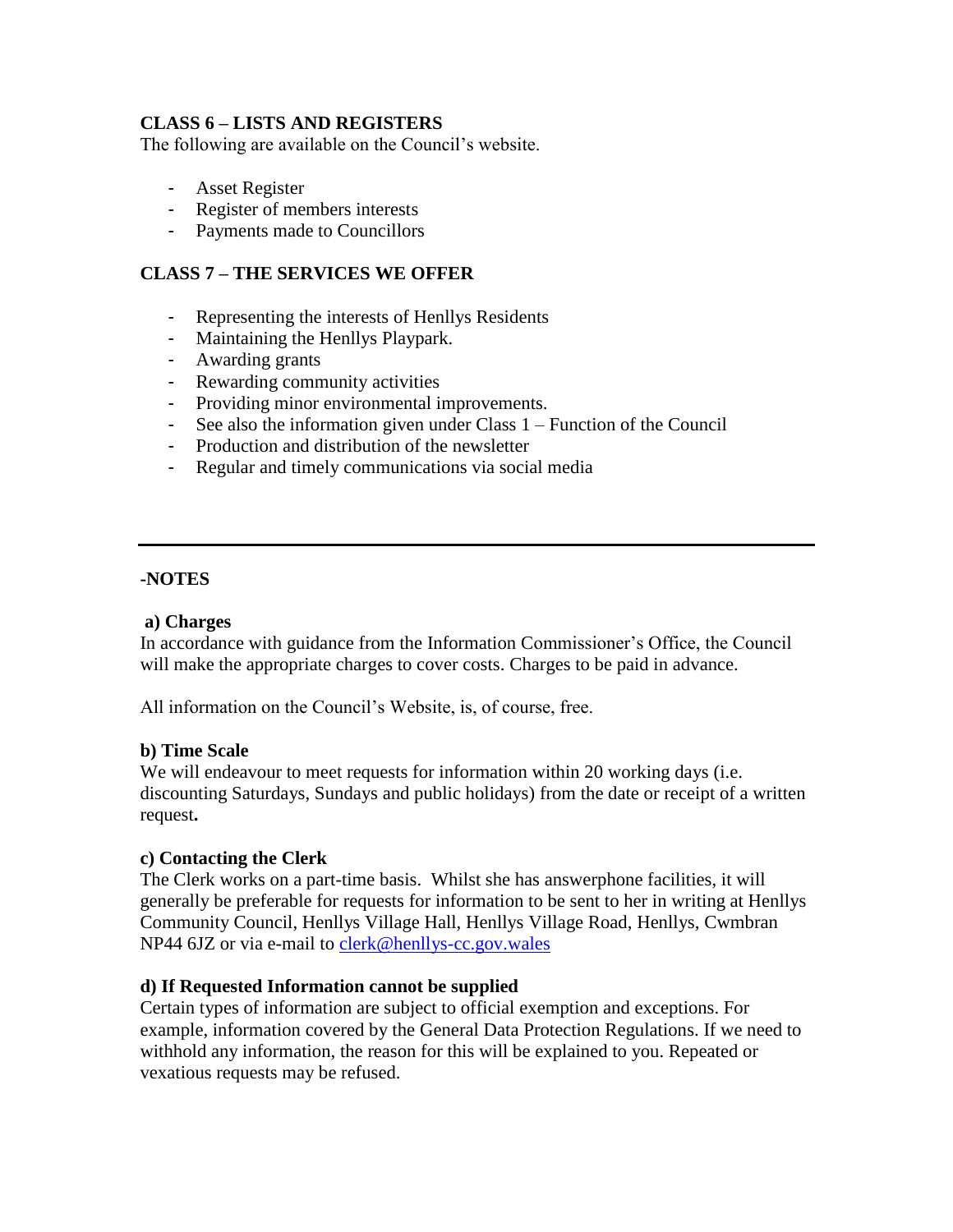**CLASS 6 – LISTS AND REGISTERS**

The following are available on the Council's website.

- Asset Register
- Register of members interests
- Payments made to Councillors

**CLASS 7 – THE SERVICES WE OFFER**

- Representing the interests of Henllys Residents
- Maintaining the Henllys Playpark.
- Awarding grants
- Rewarding community activities
- Providing minor environmental improvements.
- See also the information given under Class 1 – Function of the Council
- Production and distribution of the newsletter
- Regular and timely communications via social media

---

**-NOTES**

**a) Charges**

In accordance with guidance from the Information Commissioner's Office, the Council will make the appropriate charges to cover costs. Charges to be paid in advance.

All information on the Council's Website, is, of course, free.

**b) Time Scale**

We will endeavour to meet requests for information within 20 working days (i.e. discounting Saturdays, Sundays and public holidays) from the date or receipt of a written request**.**

**c) Contacting the Clerk**

The Clerk works on a part-time basis. Whilst she has answerphone facilities, it will generally be preferable for requests for information to be sent to her in writing at Henllys Community Council, Henllys Village Hall, Henllys Village Road, Henllys, Cwmbran NP44 6JZ or via e-mail to clerk@henllys-cc.gov.wales

**d) If Requested Information cannot be supplied**

Certain types of information are subject to official exemption and exceptions. For example, information covered by the General Data Protection Regulations. If we need to withhold any information, the reason for this will be explained to you. Repeated or vexatious requests may be refused.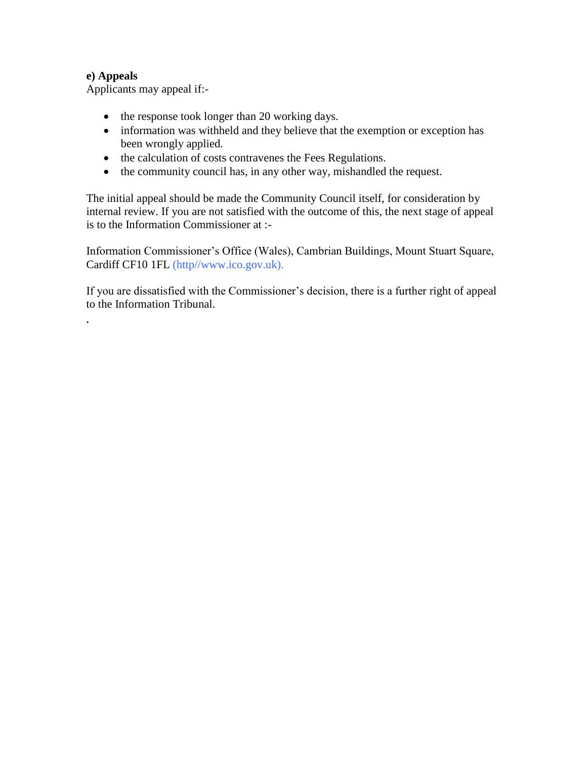**e) Appeals**

Applicants may appeal if:-

- the response took longer than 20 working days.
- information was withheld and they believe that the exemption or exception has been wrongly applied.
- the calculation of costs contravenes the Fees Regulations.
- the community council has, in any other way, mishandled the request.

The initial appeal should be made the Community Council itself, for consideration by internal review. If you are not satisfied with the outcome of this, the next stage of appeal is to the Information Commissioner at :-

Information Commissioner's Office (Wales), Cambrian Buildings, Mount Stuart Square, Cardiff CF10 1FL (http//www.ico.gov.uk).

If you are dissatisfied with the Commissioner's decision, there is a further right of appeal to the Information Tribunal.

.